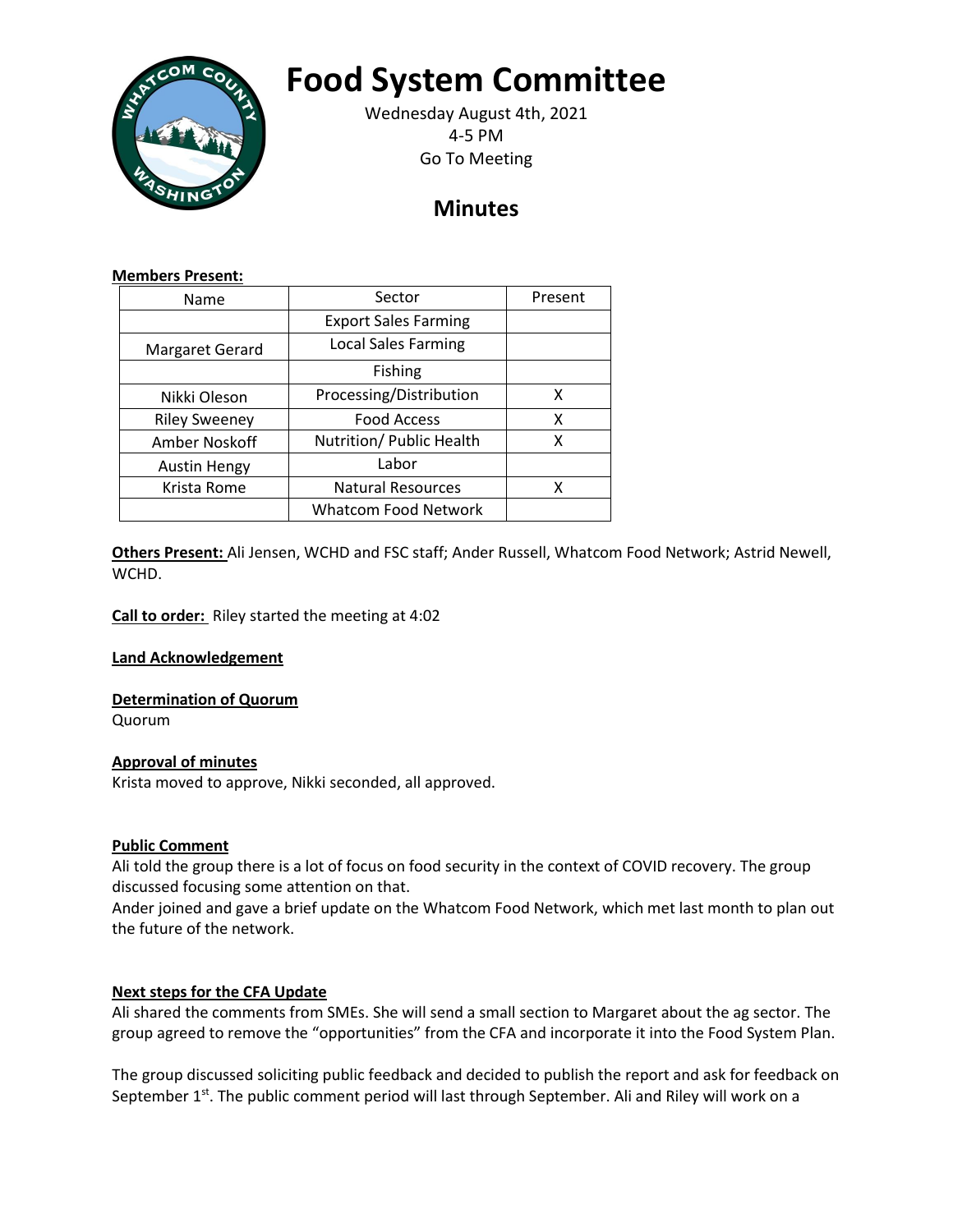# Food System Committee

Wednesday August 4th, 2021
4-5 PM
Go To Meeting

## Minutes

**Members Present:**

| Name | Sector | Present |
|---|---|---|
| | Export Sales Farming | |
| Margaret Gerard | Local Sales Farming | |
| | Fishing | |
| Nikki Oleson | Processing/Distribution | X |
| Riley Sweeney | Food Access | X |
| Amber Noskoff | Nutrition/ Public Health | X |
| Austin Hengy | Labor | |
| Krista Rome | Natural Resources | X |
| | Whatcom Food Network | |

**Others Present:** Ali Jensen, WCHD and FSC staff; Ander Russell, Whatcom Food Network; Astrid Newell, WCHD.

**Call to order:** Riley started the meeting at 4:02

**Land Acknowledgement**

**Determination of Quorum**
Quorum

**Approval of minutes**
Krista moved to approve, Nikki seconded, all approved.

**Public Comment**
Ali told the group there is a lot of focus on food security in the context of COVID recovery. The group discussed focusing some attention on that.
Ander joined and gave a brief update on the Whatcom Food Network, which met last month to plan out the future of the network.

**Next steps for the CFA Update**
Ali shared the comments from SMEs. She will send a small section to Margaret about the ag sector. The group agreed to remove the "opportunities" from the CFA and incorporate it into the Food System Plan.

The group discussed soliciting public feedback and decided to publish the report and ask for feedback on September 1st. The public comment period will last through September. Ali and Riley will work on a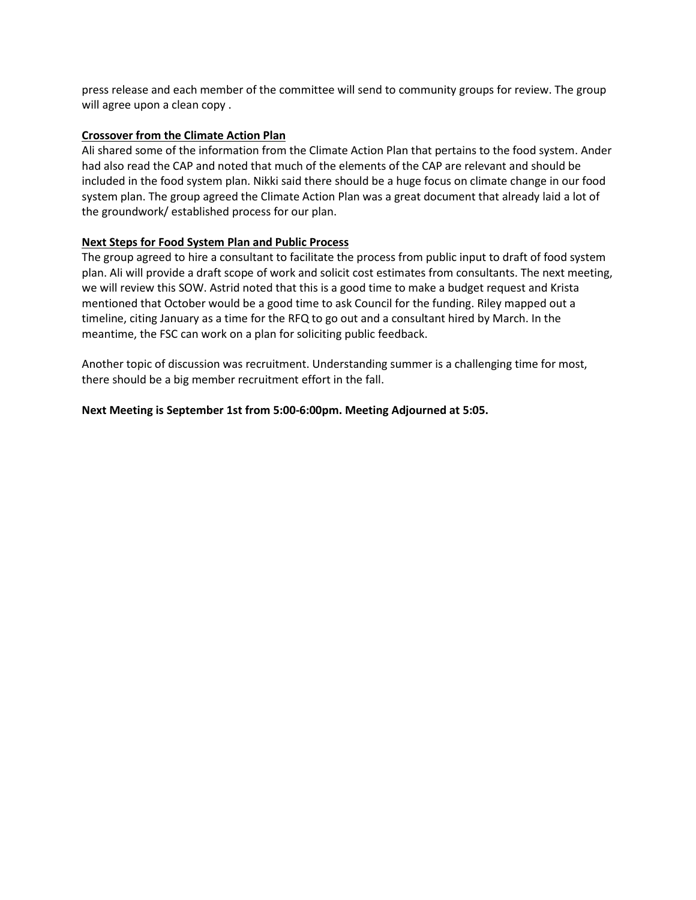press release and each member of the committee will send to community groups for review. The group will agree upon a clean copy .

**Crossover from the Climate Action Plan**

Ali shared some of the information from the Climate Action Plan that pertains to the food system. Ander had also read the CAP and noted that much of the elements of the CAP are relevant and should be included in the food system plan. Nikki said there should be a huge focus on climate change in our food system plan. The group agreed the Climate Action Plan was a great document that already laid a lot of the groundwork/ established process for our plan.

**Next Steps for Food System Plan and Public Process**

The group agreed to hire a consultant to facilitate the process from public input to draft of food system plan. Ali will provide a draft scope of work and solicit cost estimates from consultants. The next meeting, we will review this SOW. Astrid noted that this is a good time to make a budget request and Krista mentioned that October would be a good time to ask Council for the funding. Riley mapped out a timeline, citing January as a time for the RFQ to go out and a consultant hired by March. In the meantime, the FSC can work on a plan for soliciting public feedback.

Another topic of discussion was recruitment. Understanding summer is a challenging time for most, there should be a big member recruitment effort in the fall.

**Next Meeting is September 1st from 5:00-6:00pm. Meeting Adjourned at 5:05.**